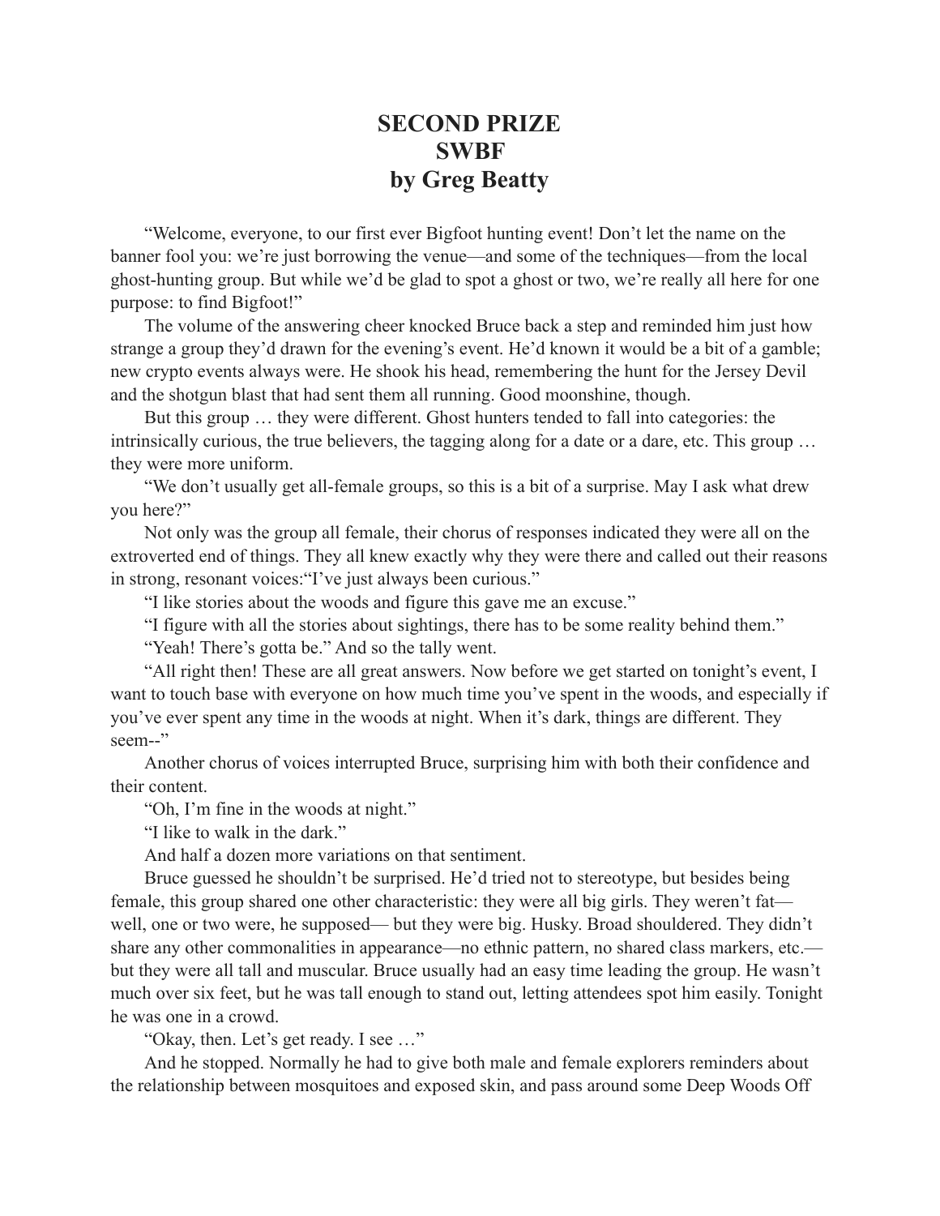# SECOND PRIZE
# SWBF
# by Greg Beatty

"Welcome, everyone, to our first ever Bigfoot hunting event! Don't let the name on the banner fool you: we're just borrowing the venue—and some of the techniques—from the local ghost-hunting group. But while we'd be glad to spot a ghost or two, we're really all here for one purpose: to find Bigfoot!"

The volume of the answering cheer knocked Bruce back a step and reminded him just how strange a group they'd drawn for the evening's event. He'd known it would be a bit of a gamble; new crypto events always were. He shook his head, remembering the hunt for the Jersey Devil and the shotgun blast that had sent them all running. Good moonshine, though.

But this group … they were different. Ghost hunters tended to fall into categories: the intrinsically curious, the true believers, the tagging along for a date or a dare, etc. This group … they were more uniform.

"We don't usually get all-female groups, so this is a bit of a surprise. May I ask what drew you here?"

Not only was the group all female, their chorus of responses indicated they were all on the extroverted end of things. They all knew exactly why they were there and called out their reasons in strong, resonant voices:"I've just always been curious."

"I like stories about the woods and figure this gave me an excuse."

"I figure with all the stories about sightings, there has to be some reality behind them."

"Yeah! There's gotta be." And so the tally went.

"All right then! These are all great answers. Now before we get started on tonight's event, I want to touch base with everyone on how much time you've spent in the woods, and especially if you've ever spent any time in the woods at night. When it's dark, things are different. They seem--"

Another chorus of voices interrupted Bruce, surprising him with both their confidence and their content.

"Oh, I'm fine in the woods at night."

"I like to walk in the dark."

And half a dozen more variations on that sentiment.

Bruce guessed he shouldn't be surprised. He'd tried not to stereotype, but besides being female, this group shared one other characteristic: they were all big girls. They weren't fat—well, one or two were, he supposed— but they were big. Husky. Broad shouldered. They didn't share any other commonalities in appearance—no ethnic pattern, no shared class markers, etc.—but they were all tall and muscular. Bruce usually had an easy time leading the group. He wasn't much over six feet, but he was tall enough to stand out, letting attendees spot him easily. Tonight he was one in a crowd.

"Okay, then. Let's get ready. I see …"

And he stopped. Normally he had to give both male and female explorers reminders about the relationship between mosquitoes and exposed skin, and pass around some Deep Woods Off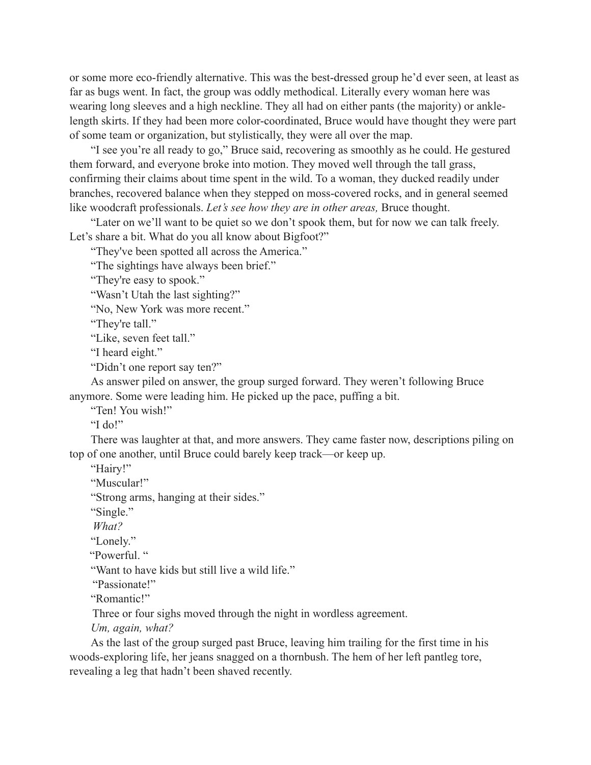or some more eco-friendly alternative. This was the best-dressed group he'd ever seen, at least as far as bugs went. In fact, the group was oddly methodical. Literally every woman here was wearing long sleeves and a high neckline. They all had on either pants (the majority) or ankle-length skirts. If they had been more color-coordinated, Bruce would have thought they were part of some team or organization, but stylistically, they were all over the map.

"I see you're all ready to go," Bruce said, recovering as smoothly as he could. He gestured them forward, and everyone broke into motion. They moved well through the tall grass, confirming their claims about time spent in the wild. To a woman, they ducked readily under branches, recovered balance when they stepped on moss-covered rocks, and in general seemed like woodcraft professionals. *Let's see how they are in other areas,* Bruce thought.

"Later on we'll want to be quiet so we don't spook them, but for now we can talk freely. Let's share a bit. What do you all know about Bigfoot?"

"They've been spotted all across the America."

"The sightings have always been brief."

"They're easy to spook."

"Wasn't Utah the last sighting?"

"No, New York was more recent."

"They're tall."

"Like, seven feet tall."

"I heard eight."

"Didn't one report say ten?"

As answer piled on answer, the group surged forward. They weren't following Bruce anymore. Some were leading him. He picked up the pace, puffing a bit.

"Ten! You wish!"

"I do!"

There was laughter at that, and more answers. They came faster now, descriptions piling on top of one another, until Bruce could barely keep track—or keep up.

"Hairy!"

"Muscular!"

"Strong arms, hanging at their sides."

"Single."

*What?*

"Lonely."

"Powerful. "

"Want to have kids but still live a wild life."

"Passionate!"

"Romantic!"

Three or four sighs moved through the night in wordless agreement.

*Um, again, what?*

As the last of the group surged past Bruce, leaving him trailing for the first time in his woods-exploring life, her jeans snagged on a thornbush. The hem of her left pantleg tore, revealing a leg that hadn't been shaved recently.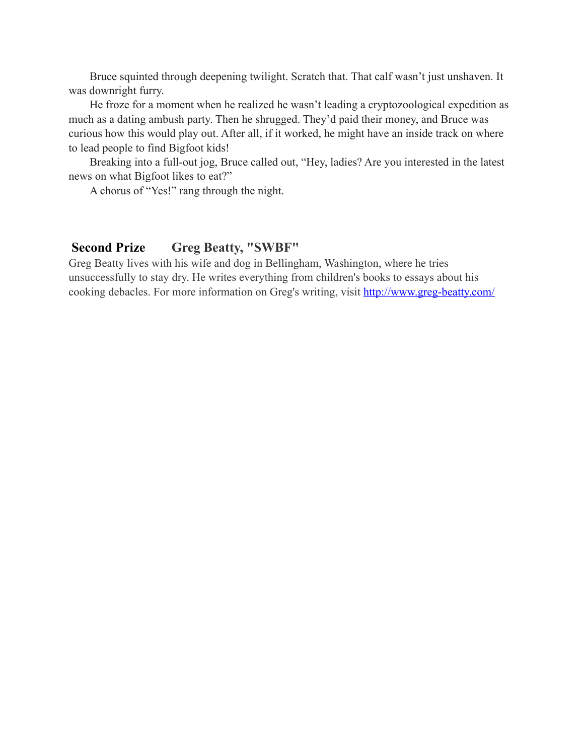Bruce squinted through deepening twilight. Scratch that. That calf wasn't just unshaven. It was downright furry.

He froze for a moment when he realized he wasn't leading a cryptozoological expedition as much as a dating ambush party. Then he shrugged. They'd paid their money, and Bruce was curious how this would play out. After all, if it worked, he might have an inside track on where to lead people to find Bigfoot kids!

Breaking into a full-out jog, Bruce called out, "Hey, ladies? Are you interested in the latest news on what Bigfoot likes to eat?"

A chorus of "Yes!" rang through the night.

## Second Prize      Greg Beatty, "SWBF"

Greg Beatty lives with his wife and dog in Bellingham, Washington, where he tries unsuccessfully to stay dry. He writes everything from children's books to essays about his cooking debacles. For more information on Greg's writing, visit http://www.greg-beatty.com/